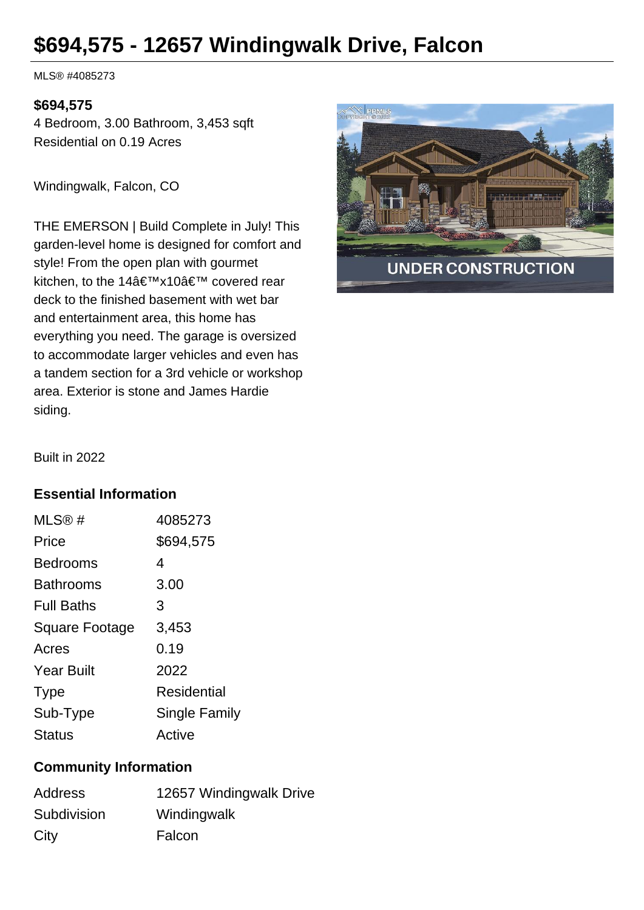# $694,575 - 12657 Windingwalk Drive, Falcon

MLS® #4085273

**$694,575**

4 Bedroom, 3.00 Bathroom, 3,453 sqft
Residential on 0.19 Acres

Windingwalk, Falcon, CO

THE EMERSON | Build Complete in July! This garden-level home is designed for comfort and style! From the open plan with gourmet kitchen, to the 14â€™x10â€™ covered rear deck to the finished basement with wet bar and entertainment area, this home has everything you need. The garage is oversized to accommodate larger vehicles and even has a tandem section for a 3rd vehicle or workshop area. Exterior is stone and James Hardie siding.

Built in 2022

## Essential Information

| | |
|---|---|
| MLS® # | 4085273 |
| Price | $694,575 |
| Bedrooms | 4 |
| Bathrooms | 3.00 |
| Full Baths | 3 |
| Square Footage | 3,453 |
| Acres | 0.19 |
| Year Built | 2022 |
| Type | Residential |
| Sub-Type | Single Family |
| Status | Active |

## Community Information

| | |
|---|---|
| Address | 12657 Windingwalk Drive |
| Subdivision | Windingwalk |
| City | Falcon |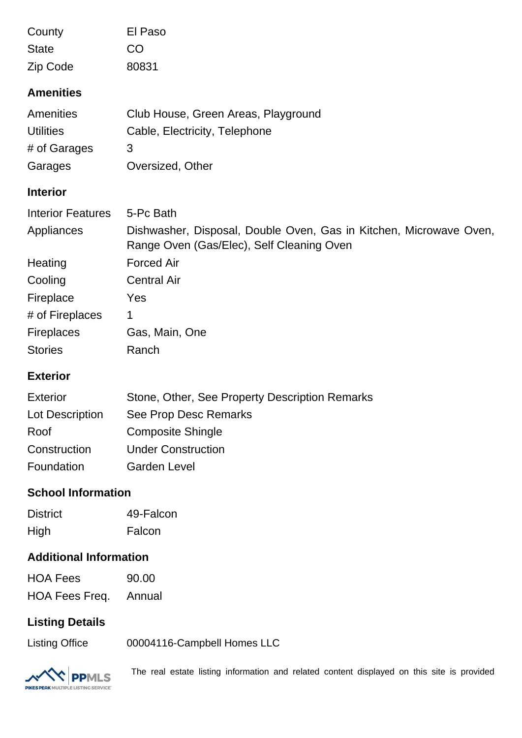| | |
|---|---|
| County | El Paso |
| State | CO |
| Zip Code | 80831 |

## Amenities

| | |
|---|---|
| Amenities | Club House, Green Areas, Playground |
| Utilities | Cable, Electricity, Telephone |
| # of Garages | 3 |
| Garages | Oversized, Other |

## Interior

| | |
|---|---|
| Interior Features | 5-Pc Bath |
| Appliances | Dishwasher, Disposal, Double Oven, Gas in Kitchen, Microwave Oven, Range Oven (Gas/Elec), Self Cleaning Oven |
| Heating | Forced Air |
| Cooling | Central Air |
| Fireplace | Yes |
| # of Fireplaces | 1 |
| Fireplaces | Gas, Main, One |
| Stories | Ranch |

## Exterior

| | |
|---|---|
| Exterior | Stone, Other, See Property Description Remarks |
| Lot Description | See Prop Desc Remarks |
| Roof | Composite Shingle |
| Construction | Under Construction |
| Foundation | Garden Level |

## School Information

| | |
|---|---|
| District | 49-Falcon |
| High | Falcon |

## Additional Information

| | |
|---|---|
| HOA Fees | 90.00 |
| HOA Fees Freq. | Annual |

## Listing Details

| | |
|---|---|
| Listing Office | 00004116-Campbell Homes LLC |

PPMLS PIKES PEAK MULTIPLE LISTING SERVICE

The real estate listing information and related content displayed on this site is provided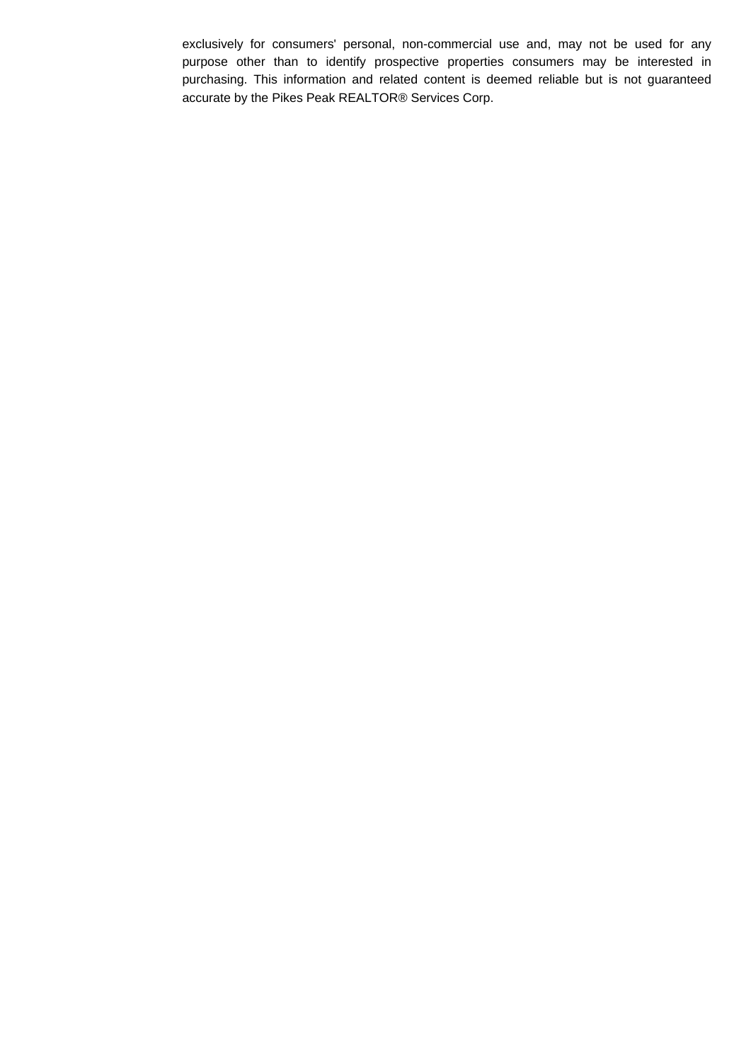exclusively for consumers' personal, non-commercial use and, may not be used for any purpose other than to identify prospective properties consumers may be interested in purchasing. This information and related content is deemed reliable but is not guaranteed accurate by the Pikes Peak REALTOR® Services Corp.